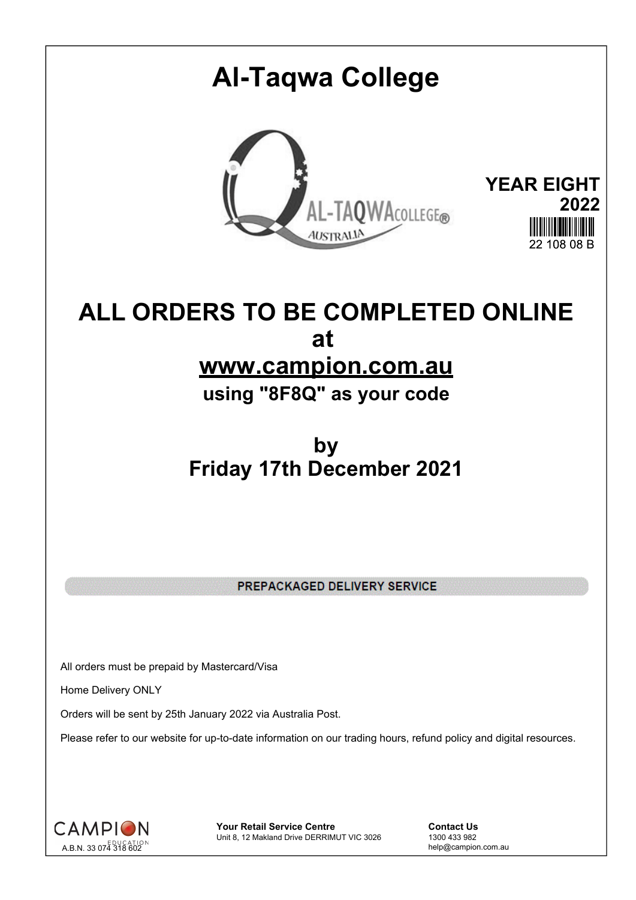# Al-Taqwa College

**YEAR EIGHT**
**2022**

22 108 08 B

## ALL ORDERS TO BE COMPLETED ONLINE
## at
## www.campion.com.au
### using "8F8Q" as your code

## by
## Friday 17th December 2021

**PREPACKAGED DELIVERY SERVICE**

All orders must be prepaid by Mastercard/Visa

Home Delivery ONLY

Orders will be sent by 25th January 2022 via Australia Post.

Please refer to our website for up-to-date information on our trading hours, refund policy and digital resources.

CAMPION EDUCATION
A.B.N. 33 074 318 602

**Your Retail Service Centre**
Unit 8, 12 Makland Drive DERRIMUT VIC 3026

**Contact Us**
1300 433 982
help@campion.com.au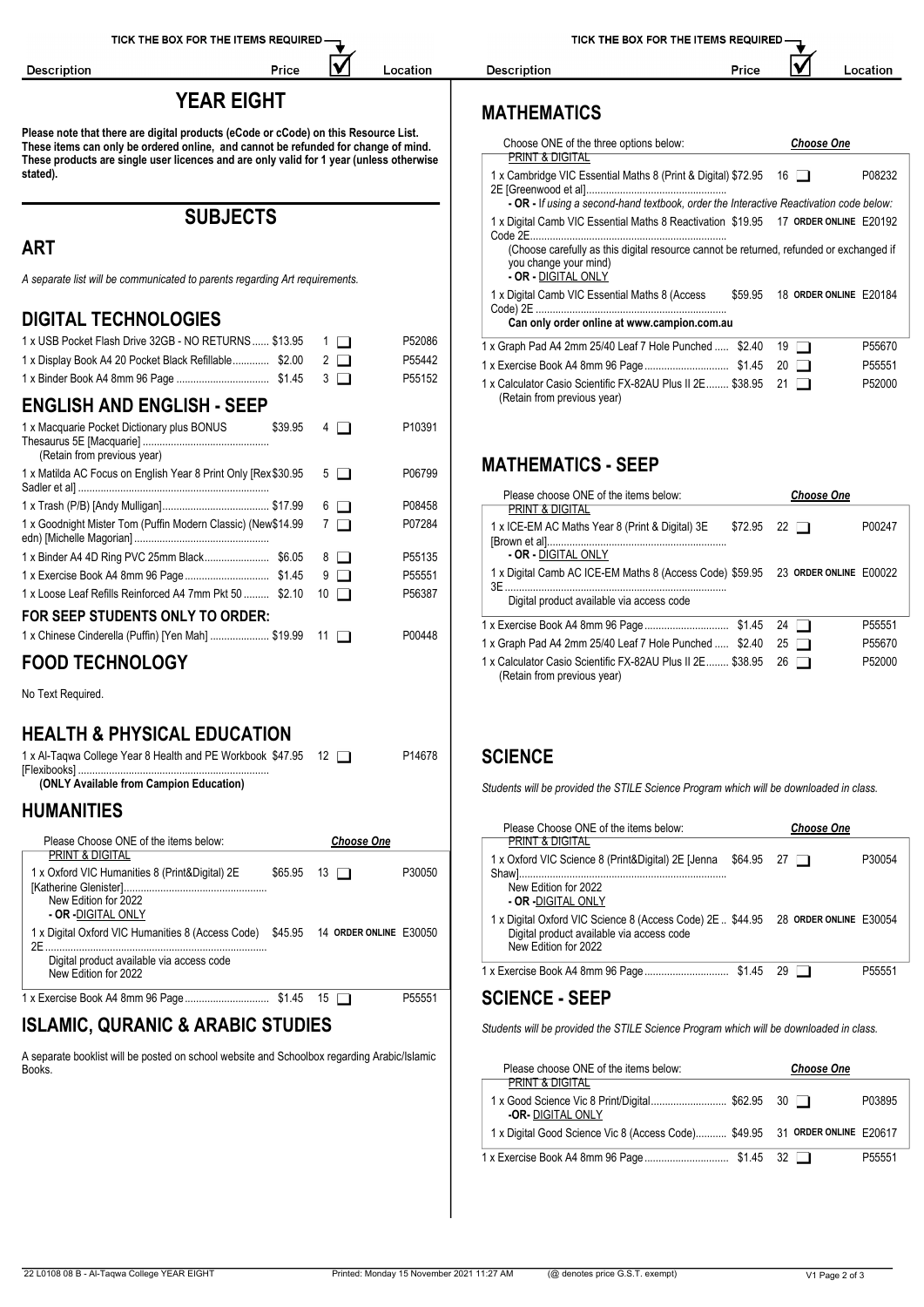# YEAR EIGHT

**Please note that there are digital products (eCode or cCode) on this Resource List. These items can only be ordered online, and cannot be refunded for change of mind. These products are single user licences and are only valid for 1 year (unless otherwise stated).**

## SUBJECTS

### ART

*A separate list will be communicated to parents regarding Art requirements.*

### DIGITAL TECHNOLOGIES

| Description | Price | ☑ | Location |
|---|---|---|---|
| 1 x USB Pocket Flash Drive 32GB - NO RETURNS | $13.95 | 1 ❑ | P52086 |
| 1 x Display Book A4 20 Pocket Black Refillable | $2.00 | 2 ❑ | P55442 |
| 1 x Binder Book A4 8mm 96 Page | $1.45 | 3 ❑ | P55152 |

### ENGLISH AND ENGLISH - SEEP

| Description | Price | ☑ | Location |
|---|---|---|---|
| 1 x Macquarie Pocket Dictionary plus BONUS Thesaurus 5E [Macquarie] (Retain from previous year) | $39.95 | 4 ❑ | P10391 |
| 1 x Matilda AC Focus on English Year 8 Print Only [Rex Sadler et al] | $30.95 | 5 ❑ | P06799 |
| 1 x Trash (P/B) [Andy Mulligan] | $17.99 | 6 ❑ | P08458 |
| 1 x Goodnight Mister Tom (Puffin Modern Classic) (New edn) [Michelle Magorian] | $14.99 | 7 ❑ | P07284 |
| 1 x Binder A4 4D Ring PVC 25mm Black | $6.05 | 8 ❑ | P55135 |
| 1 x Exercise Book A4 8mm 96 Page | $1.45 | 9 ❑ | P55551 |
| 1 x Loose Leaf Refills Reinforced A4 7mm Pkt 50 | $2.10 | 10 ❑ | P56387 |

**FOR SEEP STUDENTS ONLY TO ORDER:**

| Description | Price | ☑ | Location |
|---|---|---|---|
| 1 x Chinese Cinderella (Puffin) [Yen Mah] | $19.99 | 11 ❑ | P00448 |

### FOOD TECHNOLOGY

No Text Required.

### HEALTH & PHYSICAL EDUCATION

| Description | Price | ☑ | Location |
|---|---|---|---|
| 1 x Al-Taqwa College Year 8 Health and PE Workbook [Flexibooks] **(ONLY Available from Campion Education)** | $47.95 | 12 ❑ | P14678 |

### HUMANITIES

| Please Choose ONE of the items below: | | ***Choose One*** | |
|---|---|---|---|
| PRINT & DIGITAL | | | |
| 1 x Oxford VIC Humanities 8 (Print&Digital) 2E [Katherine Glenister] New Edition for 2022 | $65.95 | 13 ❑ | P30050 |
| **- OR -** DIGITAL ONLY | | | |
| 1 x Digital Oxford VIC Humanities 8 (Access Code) 2E Digital product available via access code New Edition for 2022 | $45.95 | 14 **ORDER ONLINE** | E30050 |
| 1 x Exercise Book A4 8mm 96 Page | $1.45 | 15 ❑ | P55551 |

### ISLAMIC, QURANIC & ARABIC STUDIES

A separate booklist will be posted on school website and Schoolbox regarding Arabic/Islamic Books.

### MATHEMATICS

| Choose ONE of the three options below: | | ***Choose One*** | |
|---|---|---|---|
| PRINT & DIGITAL | | | |
| 1 x Cambridge VIC Essential Maths 8 (Print & Digital) 2E [Greenwood et al] | $72.95 | 16 ❑ | P08232 |
| ***- OR -** If using a second-hand textbook, order the Interactive Reactivation code below:* | | | |
| 1 x Digital Camb VIC Essential Maths 8 Reactivation Code 2E (Choose carefully as this digital resource cannot be returned, refunded or exchanged if you change your mind) | $19.95 | 17 **ORDER ONLINE** | E20192 |
| **- OR -** DIGITAL ONLY | | | |
| 1 x Digital Camb VIC Essential Maths 8 (Access Code) 2E **Can only order online at www.campion.com.au** | $59.95 | 18 **ORDER ONLINE** | E20184 |
| 1 x Graph Pad A4 2mm 25/40 Leaf 7 Hole Punched | $2.40 | 19 ❑ | P55670 |
| 1 x Exercise Book A4 8mm 96 Page | $1.45 | 20 ❑ | P55551 |
| 1 x Calculator Casio Scientific FX-82AU Plus II 2E (Retain from previous year) | $38.95 | 21 ❑ | P52000 |

### MATHEMATICS - SEEP

| Please choose ONE of the items below: | | ***Choose One*** | |
|---|---|---|---|
| PRINT & DIGITAL | | | |
| 1 x ICE-EM AC Maths Year 8 (Print & Digital) 3E [Brown et al] | $72.95 | 22 ❑ | P00247 |
| **- OR -** DIGITAL ONLY | | | |
| 1 x Digital Camb AC ICE-EM Maths 8 (Access Code) 3E Digital product available via access code | $59.95 | 23 **ORDER ONLINE** | E00022 |
| 1 x Exercise Book A4 8mm 96 Page | $1.45 | 24 ❑ | P55551 |
| 1 x Graph Pad A4 2mm 25/40 Leaf 7 Hole Punched | $2.40 | 25 ❑ | P55670 |
| 1 x Calculator Casio Scientific FX-82AU Plus II 2E (Retain from previous year) | $38.95 | 26 ❑ | P52000 |

### SCIENCE

*Students will be provided the STILE Science Program which will be downloaded in class.*

| Please Choose ONE of the items below: | | ***Choose One*** | |
|---|---|---|---|
| PRINT & DIGITAL | | | |
| 1 x Oxford VIC Science 8 (Print&Digital) 2E [Jenna Shaw] New Edition for 2022 | $64.95 | 27 ❑ | P30054 |
| **- OR -** DIGITAL ONLY | | | |
| 1 x Digital Oxford VIC Science 8 (Access Code) 2E Digital product available via access code New Edition for 2022 | $44.95 | 28 **ORDER ONLINE** | E30054 |
| 1 x Exercise Book A4 8mm 96 Page | $1.45 | 29 ❑ | P55551 |

### SCIENCE - SEEP

*Students will be provided the STILE Science Program which will be downloaded in class.*

| Please choose ONE of the items below: | | ***Choose One*** | |
|---|---|---|---|
| PRINT & DIGITAL | | | |
| 1 x Good Science Vic 8 Print/Digital | $62.95 | 30 ❑ | P03895 |
| **-OR-** DIGITAL ONLY | | | |
| 1 x Digital Good Science Vic 8 (Access Code) | $49.95 | 31 **ORDER ONLINE** | E20617 |
| 1 x Exercise Book A4 8mm 96 Page | $1.45 | 32 ❑ | P55551 |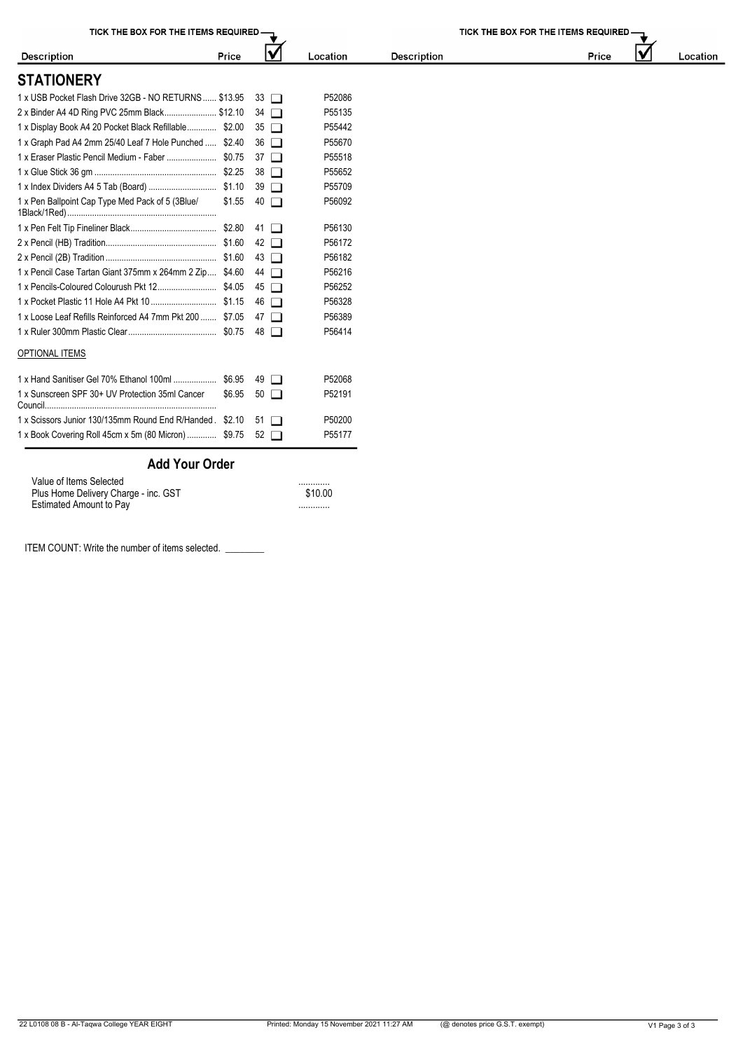| Description | Price | TICK THE BOX FOR THE ITEMS REQUIRED | Location |
|---|---|---|---|

## STATIONERY

| Description | Price | | Location |
|---|---|---|---|
| 1 x USB Pocket Flash Drive 32GB - NO RETURNS | $13.95 | 33 ☐ | P52086 |
| 2 x Binder A4 4D Ring PVC 25mm Black | $12.10 | 34 ☐ | P55135 |
| 1 x Display Book A4 20 Pocket Black Refillable | $2.00 | 35 ☐ | P55442 |
| 1 x Graph Pad A4 2mm 25/40 Leaf 7 Hole Punched | $2.40 | 36 ☐ | P55670 |
| 1 x Eraser Plastic Pencil Medium - Faber | $0.75 | 37 ☐ | P55518 |
| 1 x Glue Stick 36 gm | $2.25 | 38 ☐ | P55652 |
| 1 x Index Dividers A4 5 Tab (Board) | $1.10 | 39 ☐ | P55709 |
| 1 x Pen Ballpoint Cap Type Med Pack of 5 (3Blue/ 1Black/1Red) | $1.55 | 40 ☐ | P56092 |
| 1 x Pen Felt Tip Fineliner Black | $2.80 | 41 ☐ | P56130 |
| 2 x Pencil (HB) Tradition | $1.60 | 42 ☐ | P56172 |
| 2 x Pencil (2B) Tradition | $1.60 | 43 ☐ | P56182 |
| 1 x Pencil Case Tartan Giant 375mm x 264mm 2 Zip | $4.60 | 44 ☐ | P56216 |
| 1 x Pencils-Coloured Colourush Pkt 12 | $4.05 | 45 ☐ | P56252 |
| 1 x Pocket Plastic 11 Hole A4 Pkt 10 | $1.15 | 46 ☐ | P56328 |
| 1 x Loose Leaf Refills Reinforced A4 7mm Pkt 200 | $7.05 | 47 ☐ | P56389 |
| 1 x Ruler 300mm Plastic Clear | $0.75 | 48 ☐ | P56414 |

OPTIONAL ITEMS

| Description | Price | | Location |
|---|---|---|---|
| 1 x Hand Sanitiser Gel 70% Ethanol 100ml | $6.95 | 49 ☐ | P52068 |
| 1 x Sunscreen SPF 30+ UV Protection 35ml Cancer Council | $6.95 | 50 ☐ | P52191 |
| 1 x Scissors Junior 130/135mm Round End R/Handed | $2.10 | 51 ☐ | P50200 |
| 1 x Book Covering Roll 45cm x 5m (80 Micron) | $9.75 | 52 ☐ | P55177 |

## Add Your Order

| | |
|---|---|
| Value of Items Selected | ............ |
| Plus Home Delivery Charge - inc. GST | $10.00 |
| Estimated Amount to Pay | ............ |

ITEM COUNT: Write the number of items selected. ________

22 L0108 08 B - Al-Taqwa College YEAR EIGHT Printed: Monday 15 November 2021 11:27 AM (@ denotes price G.S.T. exempt)